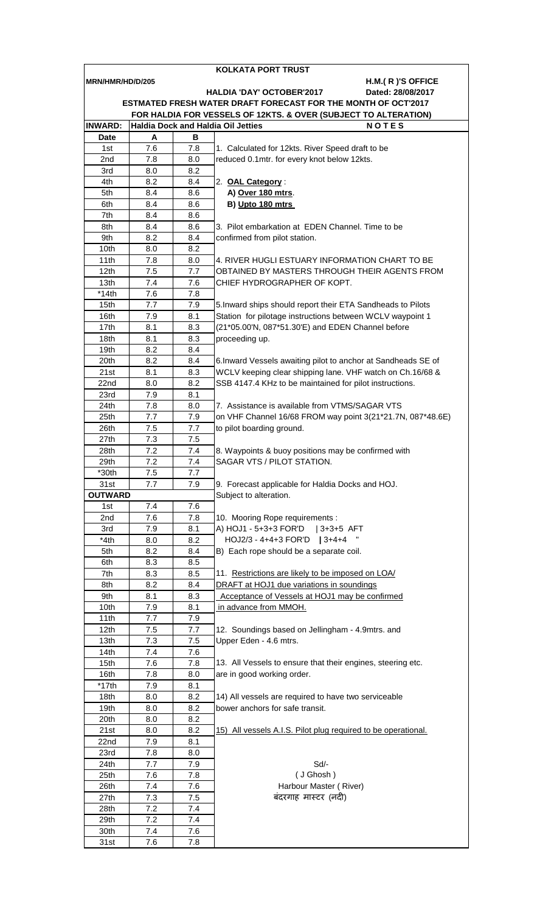# KOLKATA PORT TRUST

MRN/HMR/HD/D/205 — H.M.( R )'S OFFICE

**HALDIA 'DAY' OCTOBER'2017** — Dated: 28/08/2017

**ESTMATED FRESH WATER DRAFT FORECAST FOR THE MONTH OF OCT'2017**

**FOR HALDIA FOR VESSELS OF 12KTS. & OVER (SUBJECT TO ALTERATION)**

| INWARD: | Haldia Dock and Haldia Oil Jetties | | NOTES |
|---|---|---|---|
| Date | A | B | |
| 1st | 7.6 | 7.8 | 1. Calculated for 12kts. River Speed draft to be |
| 2nd | 7.8 | 8.0 | reduced 0.1mtr. for every knot below 12kts. |
| 3rd | 8.0 | 8.2 | |
| 4th | 8.2 | 8.4 | 2. **OAL Category** : |
| 5th | 8.4 | 8.6 | **A) Over 180 mtrs**. |
| 6th | 8.4 | 8.6 | **B) Upto 180 mtrs** |
| 7th | 8.4 | 8.6 | |
| 8th | 8.4 | 8.6 | 3. Pilot embarkation at EDEN Channel. Time to be |
| 9th | 8.2 | 8.4 | confirmed from pilot station. |
| 10th | 8.0 | 8.2 | |
| 11th | 7.8 | 8.0 | 4. RIVER HUGLI ESTUARY INFORMATION CHART TO BE |
| 12th | 7.5 | 7.7 | OBTAINED BY MASTERS THROUGH THEIR AGENTS FROM |
| 13th | 7.4 | 7.6 | CHIEF HYDROGRAPHER OF KOPT. |
| *14th | 7.6 | 7.8 | |
| 15th | 7.7 | 7.9 | 5.Inward ships should report their ETA Sandheads to Pilots |
| 16th | 7.9 | 8.1 | Station for pilotage instructions between WCLV waypoint 1 |
| 17th | 8.1 | 8.3 | (21*05.00'N, 087*51.30'E) and EDEN Channel before |
| 18th | 8.1 | 8.3 | proceeding up. |
| 19th | 8.2 | 8.4 | |
| 20th | 8.2 | 8.4 | 6.Inward Vessels awaiting pilot to anchor at Sandheads SE of |
| 21st | 8.1 | 8.3 | WCLV keeping clear shipping lane. VHF watch on Ch.16/68 & |
| 22nd | 8.0 | 8.2 | SSB 4147.4 KHz to be maintained for pilot instructions. |
| 23rd | 7.9 | 8.1 | |
| 24th | 7.8 | 8.0 | 7. Assistance is available from VTMS/SAGAR VTS |
| 25th | 7.7 | 7.9 | on VHF Channel 16/68 FROM way point 3(21*21.7N, 087*48.6E) |
| 26th | 7.5 | 7.7 | to pilot boarding ground. |
| 27th | 7.3 | 7.5 | |
| 28th | 7.2 | 7.4 | 8. Waypoints & buoy positions may be confirmed with |
| 29th | 7.2 | 7.4 | SAGAR VTS / PILOT STATION. |
| *30th | 7.5 | 7.7 | |
| 31st | 7.7 | 7.9 | 9. Forecast applicable for Haldia Docks and HOJ. |
| **OUTWARD** | | | Subject to alteration. |
| 1st | 7.4 | 7.6 | |
| 2nd | 7.6 | 7.8 | 10. Mooring Rope requirements : |
| 3rd | 7.9 | 8.1 | A) HOJ1 - 5+3+3 FOR'D &#124; 3+3+5 AFT |
| *4th | 8.0 | 8.2 | HOJ2/3 - 4+4+3 FOR'D &#124; 3+4+4 " |
| 5th | 8.2 | 8.4 | B) Each rope should be a separate coil. |
| 6th | 8.3 | 8.5 | |
| 7th | 8.3 | 8.5 | 11. Restrictions are likely to be imposed on LOA/ |
| 8th | 8.2 | 8.4 | DRAFT at HOJ1 due variations in soundings |
| 9th | 8.1 | 8.3 | Acceptance of Vessels at HOJ1 may be confirmed |
| 10th | 7.9 | 8.1 | in advance from MMOH. |
| 11th | 7.7 | 7.9 | |
| 12th | 7.5 | 7.7 | 12. Soundings based on Jellingham - 4.9mtrs. and |
| 13th | 7.3 | 7.5 | Upper Eden - 4.6 mtrs. |
| 14th | 7.4 | 7.6 | |
| 15th | 7.6 | 7.8 | 13. All Vessels to ensure that their engines, steering etc. |
| 16th | 7.8 | 8.0 | are in good working order. |
| *17th | 7.9 | 8.1 | |
| 18th | 8.0 | 8.2 | 14) All vessels are required to have two serviceable |
| 19th | 8.0 | 8.2 | bower anchors for safe transit. |
| 20th | 8.0 | 8.2 | |
| 21st | 8.0 | 8.2 | 15) All vessels A.I.S. Pilot plug required to be operational. |
| 22nd | 7.9 | 8.1 | |
| 23rd | 7.8 | 8.0 | |
| 24th | 7.7 | 7.9 | Sd/- |
| 25th | 7.6 | 7.8 | ( J Ghosh ) |
| 26th | 7.4 | 7.6 | Harbour Master ( River) |
| 27th | 7.3 | 7.5 | बंदरगाह मास्टर (नदी) |
| 28th | 7.2 | 7.4 | |
| 29th | 7.2 | 7.4 | |
| 30th | 7.4 | 7.6 | |
| 31st | 7.6 | 7.8 | |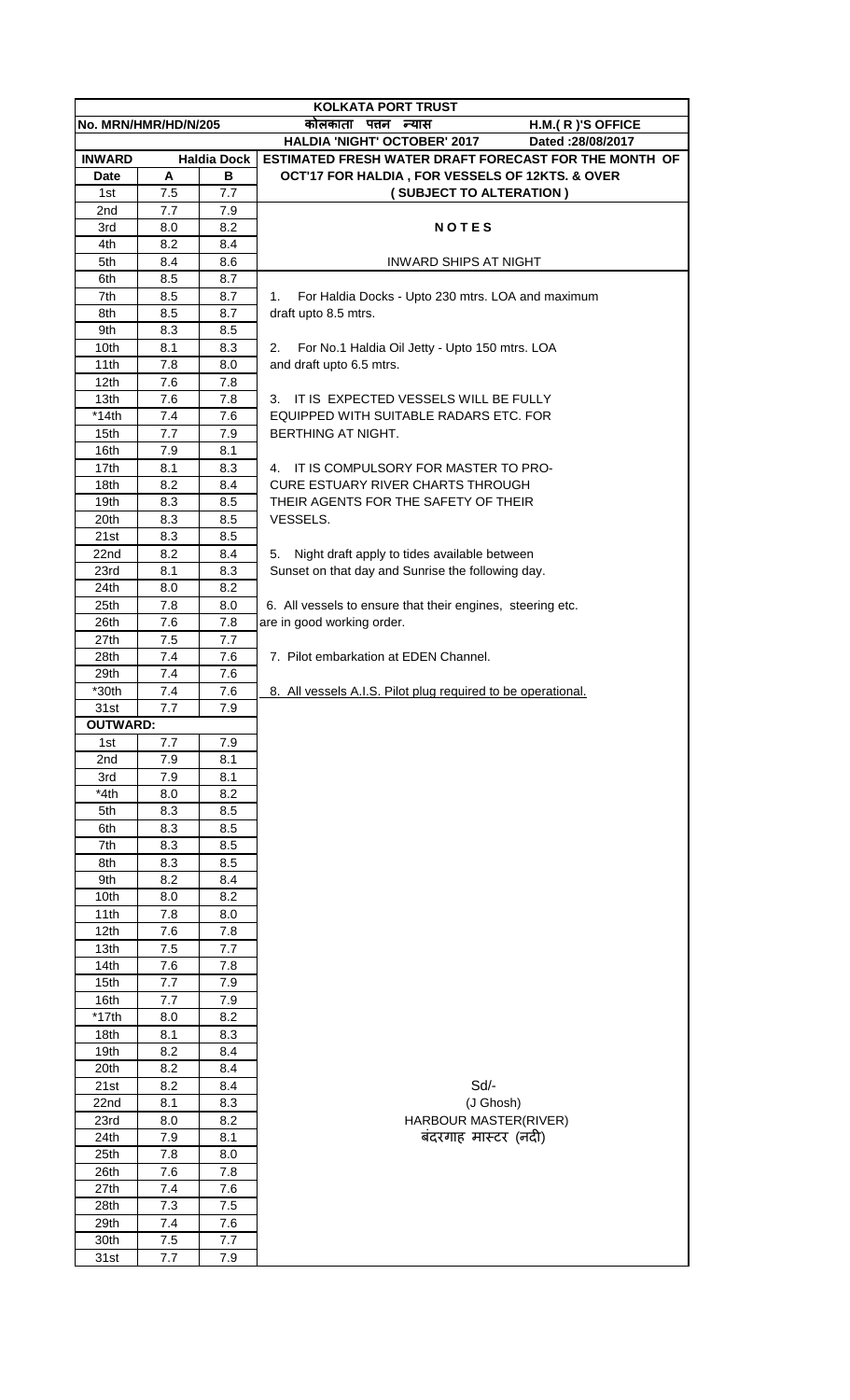**KOLKATA PORT TRUST**

No. MRN/HMR/HD/N/205 — कोलकाता पत्तन न्यास — H.M.( R )'S OFFICE

**HALDIA 'NIGHT' OCTOBER' 2017** — Dated :28/08/2017

**ESTIMATED FRESH WATER DRAFT FORECAST FOR THE MONTH OF OCT'17 FOR HALDIA , FOR VESSELS OF 12KTS. & OVER**

**( SUBJECT TO ALTERATION )**

| INWARD | Haldia Dock | |
|---|---|---|
| Date | A | B |
| 1st | 7.5 | 7.7 |
| 2nd | 7.7 | 7.9 |
| 3rd | 8.0 | 8.2 |
| 4th | 8.2 | 8.4 |
| 5th | 8.4 | 8.6 |
| 6th | 8.5 | 8.7 |
| 7th | 8.5 | 8.7 |
| 8th | 8.5 | 8.7 |
| 9th | 8.3 | 8.5 |
| 10th | 8.1 | 8.3 |
| 11th | 7.8 | 8.0 |
| 12th | 7.6 | 7.8 |
| 13th | 7.6 | 7.8 |
| *14th | 7.4 | 7.6 |
| 15th | 7.7 | 7.9 |
| 16th | 7.9 | 8.1 |
| 17th | 8.1 | 8.3 |
| 18th | 8.2 | 8.4 |
| 19th | 8.3 | 8.5 |
| 20th | 8.3 | 8.5 |
| 21st | 8.3 | 8.5 |
| 22nd | 8.2 | 8.4 |
| 23rd | 8.1 | 8.3 |
| 24th | 8.0 | 8.2 |
| 25th | 7.8 | 8.0 |
| 26th | 7.6 | 7.8 |
| 27th | 7.5 | 7.7 |
| 28th | 7.4 | 7.6 |
| 29th | 7.4 | 7.6 |
| *30th | 7.4 | 7.6 |
| 31st | 7.7 | 7.9 |
| **OUTWARD:** | | |
| 1st | 7.7 | 7.9 |
| 2nd | 7.9 | 8.1 |
| 3rd | 7.9 | 8.1 |
| *4th | 8.0 | 8.2 |
| 5th | 8.3 | 8.5 |
| 6th | 8.3 | 8.5 |
| 7th | 8.3 | 8.5 |
| 8th | 8.3 | 8.5 |
| 9th | 8.2 | 8.4 |
| 10th | 8.0 | 8.2 |
| 11th | 7.8 | 8.0 |
| 12th | 7.6 | 7.8 |
| 13th | 7.5 | 7.7 |
| 14th | 7.6 | 7.8 |
| 15th | 7.7 | 7.9 |
| 16th | 7.7 | 7.9 |
| *17th | 8.0 | 8.2 |
| 18th | 8.1 | 8.3 |
| 19th | 8.2 | 8.4 |
| 20th | 8.2 | 8.4 |
| 21st | 8.2 | 8.4 |
| 22nd | 8.1 | 8.3 |
| 23rd | 8.0 | 8.2 |
| 24th | 7.9 | 8.1 |
| 25th | 7.8 | 8.0 |
| 26th | 7.6 | 7.8 |
| 27th | 7.4 | 7.6 |
| 28th | 7.3 | 7.5 |
| 29th | 7.4 | 7.6 |
| 30th | 7.5 | 7.7 |
| 31st | 7.7 | 7.9 |

**NOTES**

INWARD SHIPS AT NIGHT

1. For Haldia Docks - Upto 230 mtrs. LOA and maximum draft upto 8.5 mtrs.

2. For No.1 Haldia Oil Jetty - Upto 150 mtrs. LOA and draft upto 6.5 mtrs.

3. IT IS EXPECTED VESSELS WILL BE FULLY EQUIPPED WITH SUITABLE RADARS ETC. FOR BERTHING AT NIGHT.

4. IT IS COMPULSORY FOR MASTER TO PROCURE ESTUARY RIVER CHARTS THROUGH THEIR AGENTS FOR THE SAFETY OF THEIR VESSELS.

5. Night draft apply to tides available between Sunset on that day and Sunrise the following day.

6. All vessels to ensure that their engines, steering etc. are in good working order.

7. Pilot embarkation at EDEN Channel.

8. All vessels A.I.S. Pilot plug required to be operational.

Sd/-

(J Ghosh)

HARBOUR MASTER(RIVER)

बंदरगाह मास्टर (नदी)